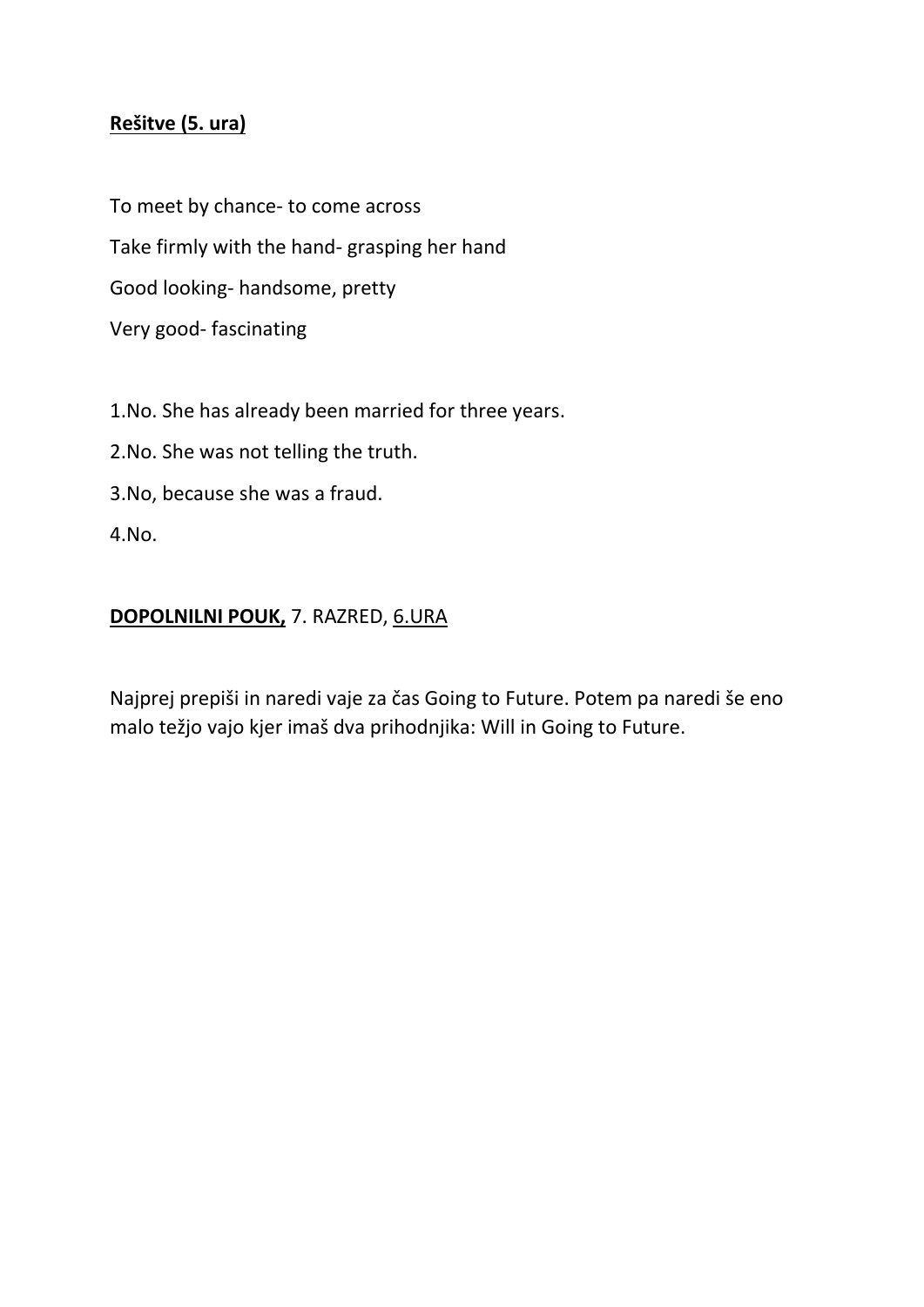**<u>Rešitve (5. ura)</u>**

To meet by chance- to come across

Take firmly with the hand- grasping her hand

Good looking- handsome, pretty

Very good- fascinating

1.No. She has already been married for three years.

2.No. She was not telling the truth.

3.No, because she was a fraud.

4.No.

**<u>DOPOLNILNI POUK,</u>** 7. RAZRED, <u>6.URA</u>

Najprej prepiši in naredi vaje za čas Going to Future. Potem pa naredi še eno malo težjo vajo kjer imaš dva prihodnjika: Will in Going to Future.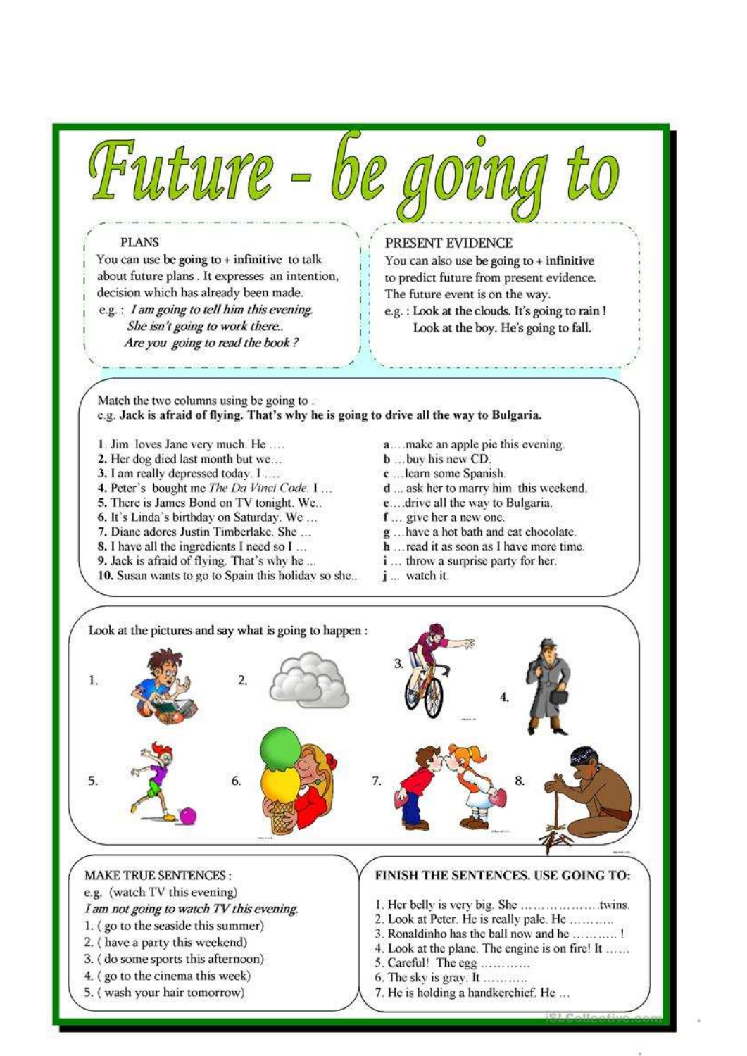# Future - be going to

**PLANS**

You can use **be going to** + **infinitive** to talk about future plans . It expresses an intention, decision which has already been made.

e.g. : *I am going to tell him this evening.*
*She isn't going to work there..*
*Are you going to read the book ?*

**PRESENT EVIDENCE**

You can also use **be going to** + **infinitive** to predict future from present evidence. The future event is on the way.

e.g. : **Look at the clouds. It's going to rain !**
**Look at the boy. He's going to fall.**

Match the two columns using be going to .
e.g. **Jack is afraid of flying. That's why he is going to drive all the way to Bulgaria.**

1. Jim loves Jane very much. He ….
2. Her dog died last month but we…
3. I am really depressed today. I ….
4. Peter's bought me *The Da Vinci Code.* I …
5. There is James Bond on TV tonight. We..
6. It's Linda's birthday on Saturday. We …
7. Diane adores Justin Timberlake. She …
8. I have all the ingredients I need so I …
9. Jack is afraid of flying. That's why he ...
10. Susan wants to go to Spain this holiday so she..

**a**….make an apple pie this evening.
**b** …buy his new CD.
**c** …learn some Spanish.
**d** ... ask her to marry him this weekend.
**e**….drive all the way to Bulgaria.
**f** … give her a new one.
**g** …have a hot bath and eat chocolate.
**h** …read it as soon as I have more time.
**i** … throw a surprise party for her.
**j** ... watch it.

Look at the pictures and say what is going to happen :

1.

2.

3.

4.

5.

6.

7.

8.

**MAKE TRUE SENTENCES :**

e.g. (watch TV this evening)
*I am not going to watch TV this evening.*

1. ( go to the seaside this summer)
2. ( have a party this weekend)
3. ( do some sports this afternoon)
4. ( go to the cinema this week)
5. ( wash your hair tomorrow)

**FINISH THE SENTENCES. USE GOING TO:**

1. Her belly is very big. She ………………….twins.
2. Look at Peter. He is really pale. He ………..
3. Ronaldinho has the ball now and he ……….. !
4. Look at the plane. The engine is on fire! It ……
5. Careful! The egg …………
6. The sky is gray. It ………..
7. He is holding a handkerchief. He …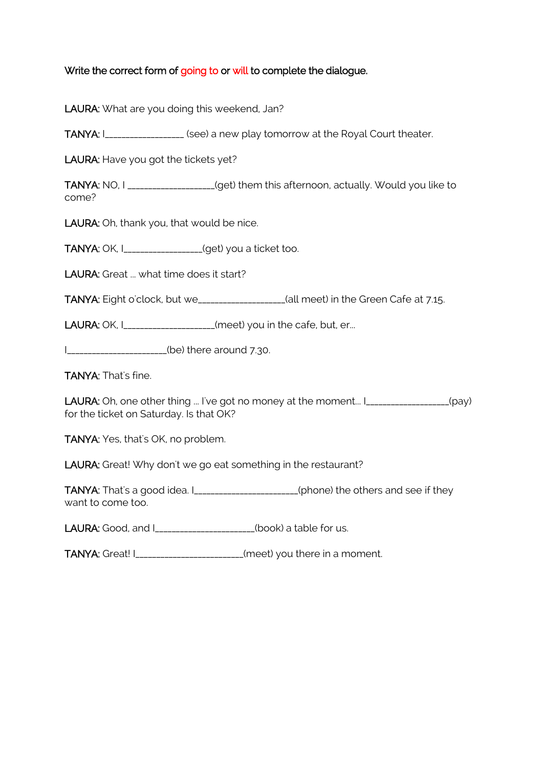Write the correct form of going to or will to complete the dialogue.

LAURA: What are you doing this weekend, Jan?

TANYA: I________________ (see) a new play tomorrow at the Royal Court theater.

LAURA: Have you got the tickets yet?

TANYA: NO, I __________________(get) them this afternoon, actually. Would you like to come?

LAURA: Oh, thank you, that would be nice.

TANYA: OK, I________________(get) you a ticket too.

LAURA: Great ... what time does it start?

TANYA: Eight o'clock, but we__________________(all meet) in the Green Cafe at 7.15.

LAURA: OK, I___________________(meet) you in the cafe, but, er...

I____________________(be) there around 7.30.

TANYA: That's fine.

LAURA: Oh, one other thing ... I've got no money at the moment... I_________________(pay) for the ticket on Saturday. Is that OK?

TANYA: Yes, that's OK, no problem.

LAURA: Great! Why don't we go eat something in the restaurant?

TANYA: That's a good idea. I_____________________(phone) the others and see if they want to come too.

LAURA: Good, and I____________________(book) a table for us.

TANYA: Great! I______________________(meet) you there in a moment.